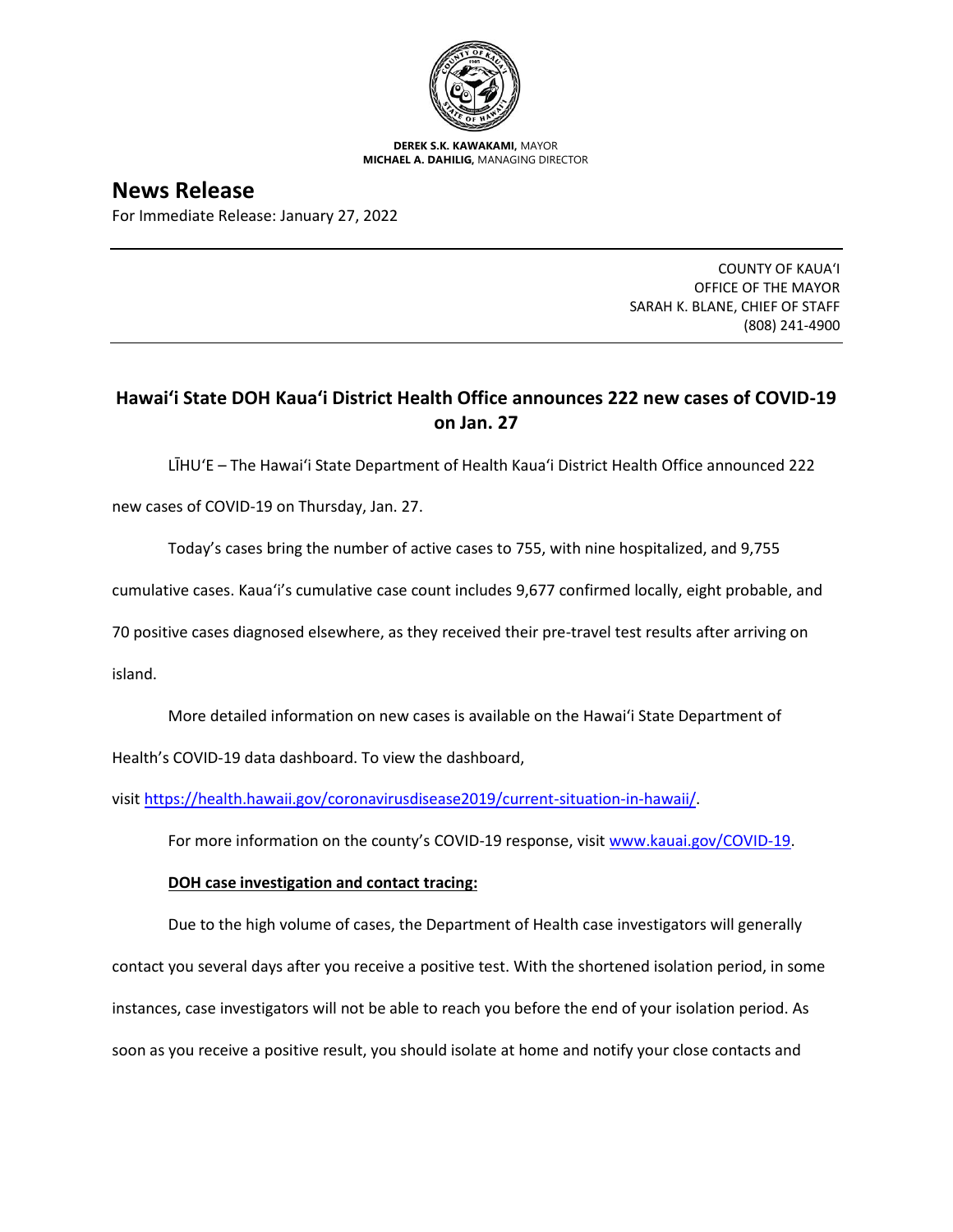**DEREK S.K. KAWAKAMI,** MAYOR
**MICHAEL A. DAHILIG,** MANAGING DIRECTOR

# News Release

For Immediate Release: January 27, 2022

COUNTY OF KAUAʻI
OFFICE OF THE MAYOR
SARAH K. BLANE, CHIEF OF STAFF
(808) 241-4900

## Hawaiʻi State DOH Kauaʻi District Health Office announces 222 new cases of COVID-19 on Jan. 27

LĪHUʻE – The Hawaiʻi State Department of Health Kauaʻi District Health Office announced 222 new cases of COVID-19 on Thursday, Jan. 27.

Today's cases bring the number of active cases to 755, with nine hospitalized, and 9,755 cumulative cases. Kauaʻi's cumulative case count includes 9,677 confirmed locally, eight probable, and 70 positive cases diagnosed elsewhere, as they received their pre-travel test results after arriving on island.

More detailed information on new cases is available on the Hawaiʻi State Department of Health's COVID-19 data dashboard. To view the dashboard, visit https://health.hawaii.gov/coronavirusdisease2019/current-situation-in-hawaii/.

For more information on the county's COVID-19 response, visit www.kauai.gov/COVID-19.

**DOH case investigation and contact tracing:**

Due to the high volume of cases, the Department of Health case investigators will generally contact you several days after you receive a positive test. With the shortened isolation period, in some instances, case investigators will not be able to reach you before the end of your isolation period. As soon as you receive a positive result, you should isolate at home and notify your close contacts and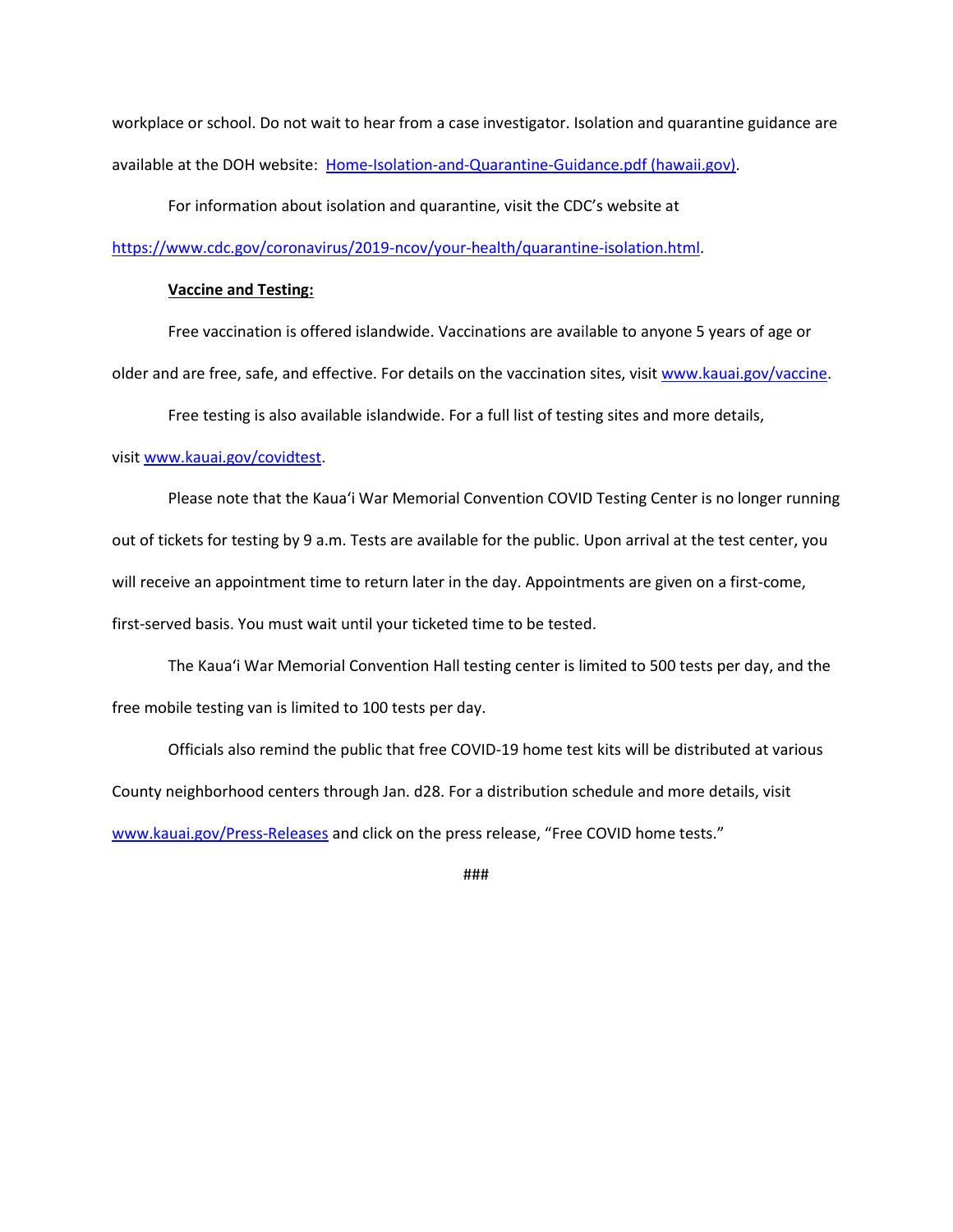workplace or school. Do not wait to hear from a case investigator. Isolation and quarantine guidance are available at the DOH website: Home-Isolation-and-Quarantine-Guidance.pdf (hawaii.gov).

For information about isolation and quarantine, visit the CDC's website at https://www.cdc.gov/coronavirus/2019-ncov/your-health/quarantine-isolation.html.

**Vaccine and Testing:**

Free vaccination is offered islandwide. Vaccinations are available to anyone 5 years of age or older and are free, safe, and effective. For details on the vaccination sites, visit www.kauai.gov/vaccine.

Free testing is also available islandwide. For a full list of testing sites and more details, visit www.kauai.gov/covidtest.

Please note that the Kaua'i War Memorial Convention COVID Testing Center is no longer running out of tickets for testing by 9 a.m. Tests are available for the public. Upon arrival at the test center, you will receive an appointment time to return later in the day. Appointments are given on a first-come, first-served basis. You must wait until your ticketed time to be tested.

The Kaua'i War Memorial Convention Hall testing center is limited to 500 tests per day, and the free mobile testing van is limited to 100 tests per day.

Officials also remind the public that free COVID-19 home test kits will be distributed at various County neighborhood centers through Jan. d28. For a distribution schedule and more details, visit www.kauai.gov/Press-Releases and click on the press release, "Free COVID home tests."

###